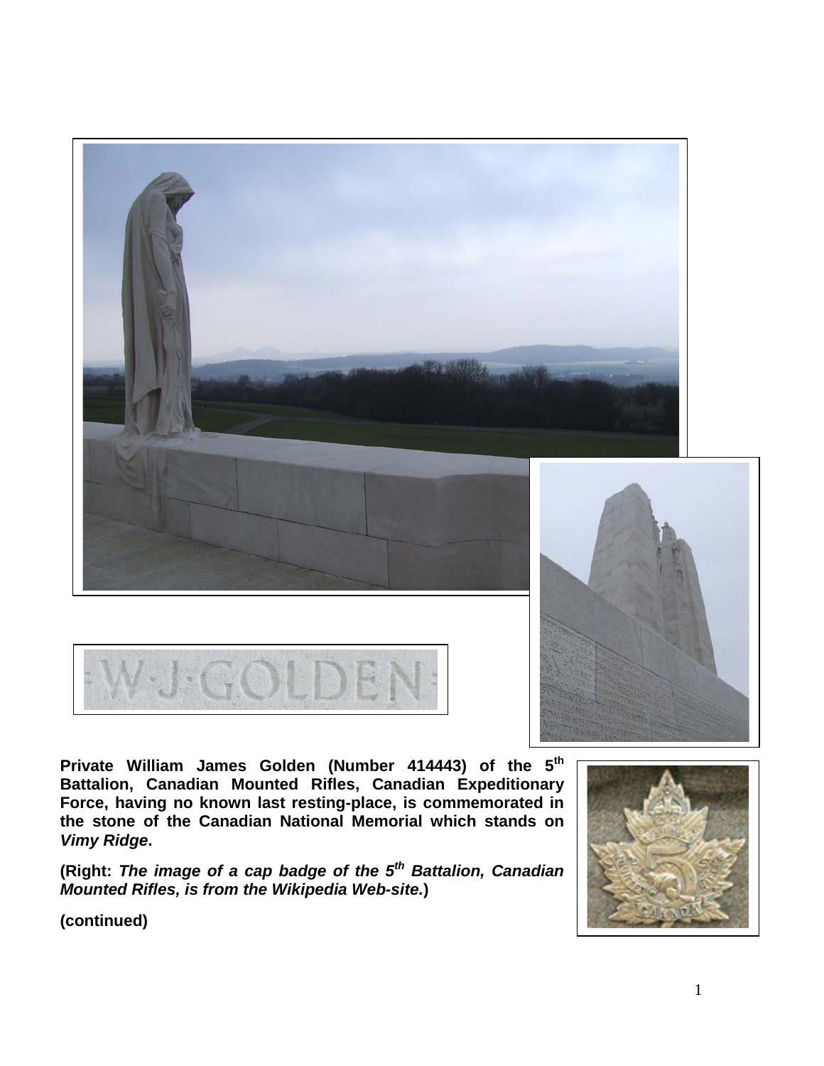**Private William James Golden (Number 414443) of the 5th Battalion, Canadian Mounted Rifles, Canadian Expeditionary Force, having no known last resting-place, is commemorated in the stone of the Canadian National Memorial which stands on *Vimy Ridge*.**

**(Right: *The image of a cap badge of the 5th Battalion, Canadian Mounted Rifles, is from the Wikipedia Web-site.*)**

**(continued)**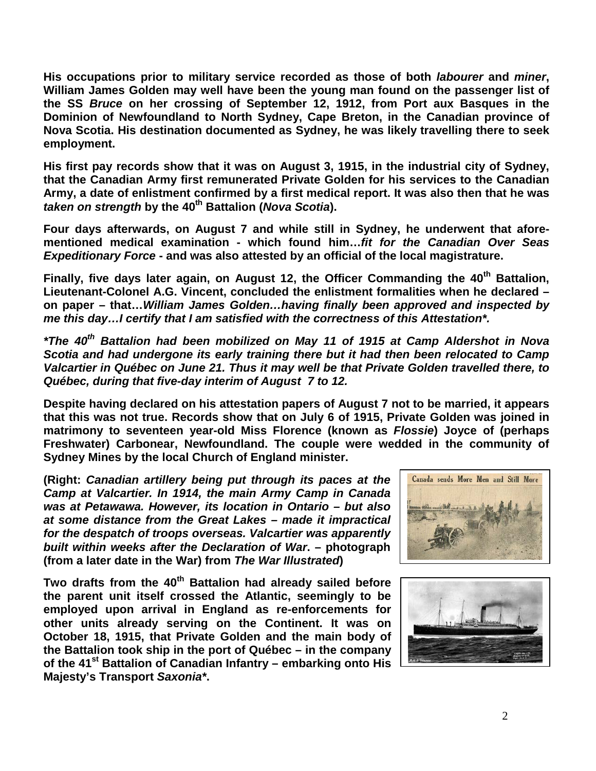**His occupations prior to military service recorded as those of both *labourer* and *miner*, William James Golden may well have been the young man found on the passenger list of the SS *Bruce* on her crossing of September 12, 1912, from Port aux Basques in the Dominion of Newfoundland to North Sydney, Cape Breton, in the Canadian province of Nova Scotia. His destination documented as Sydney, he was likely travelling there to seek employment.**

**His first pay records show that it was on August 3, 1915, in the industrial city of Sydney, that the Canadian Army first remunerated Private Golden for his services to the Canadian Army, a date of enlistment confirmed by a first medical report. It was also then that he was *taken on strength* by the 40th Battalion (*Nova Scotia*).**

**Four days afterwards, on August 7 and while still in Sydney, he underwent that afore-mentioned medical examination - which found him…*fit for the Canadian Over Seas Expeditionary Force* - and was also attested by an official of the local magistrature.**

**Finally, five days later again, on August 12, the Officer Commanding the 40th Battalion, Lieutenant-Colonel A.G. Vincent, concluded the enlistment formalities when he declared – on paper – that…*William James Golden…having finally been approved and inspected by me this day…I certify that I am satisfied with the correctness of this Attestation*\*.**

***\*The 40th Battalion had been mobilized on May 11 of 1915 at Camp Aldershot in Nova Scotia and had undergone its early training there but it had then been relocated to Camp Valcartier in Québec on June 21. Thus it may well be that Private Golden travelled there, to Québec, during that five-day interim of August 7 to 12.***

**Despite having declared on his attestation papers of August 7 not to be married, it appears that this was not true. Records show that on July 6 of 1915, Private Golden was joined in matrimony to seventeen year-old Miss Florence (known as *Flossie*) Joyce of (perhaps Freshwater) Carbonear, Newfoundland. The couple were wedded in the community of Sydney Mines by the local Church of England minister.**

**(Right: *Canadian artillery being put through its paces at the Camp at Valcartier. In 1914, the main Army Camp in Canada was at Petawawa. However, its location in Ontario – but also at some distance from the Great Lakes – made it impractical for the despatch of troops overseas. Valcartier was apparently built within weeks after the Declaration of War*. – photograph (from a later date in the War) from *The War Illustrated*)**

**Two drafts from the 40th Battalion had already sailed before the parent unit itself crossed the Atlantic, seemingly to be employed upon arrival in England as re-enforcements for other units already serving on the Continent. It was on October 18, 1915, that Private Golden and the main body of the Battalion took ship in the port of Québec – in the company of the 41st Battalion of Canadian Infantry – embarking onto His Majesty's Transport *Saxonia*\*.**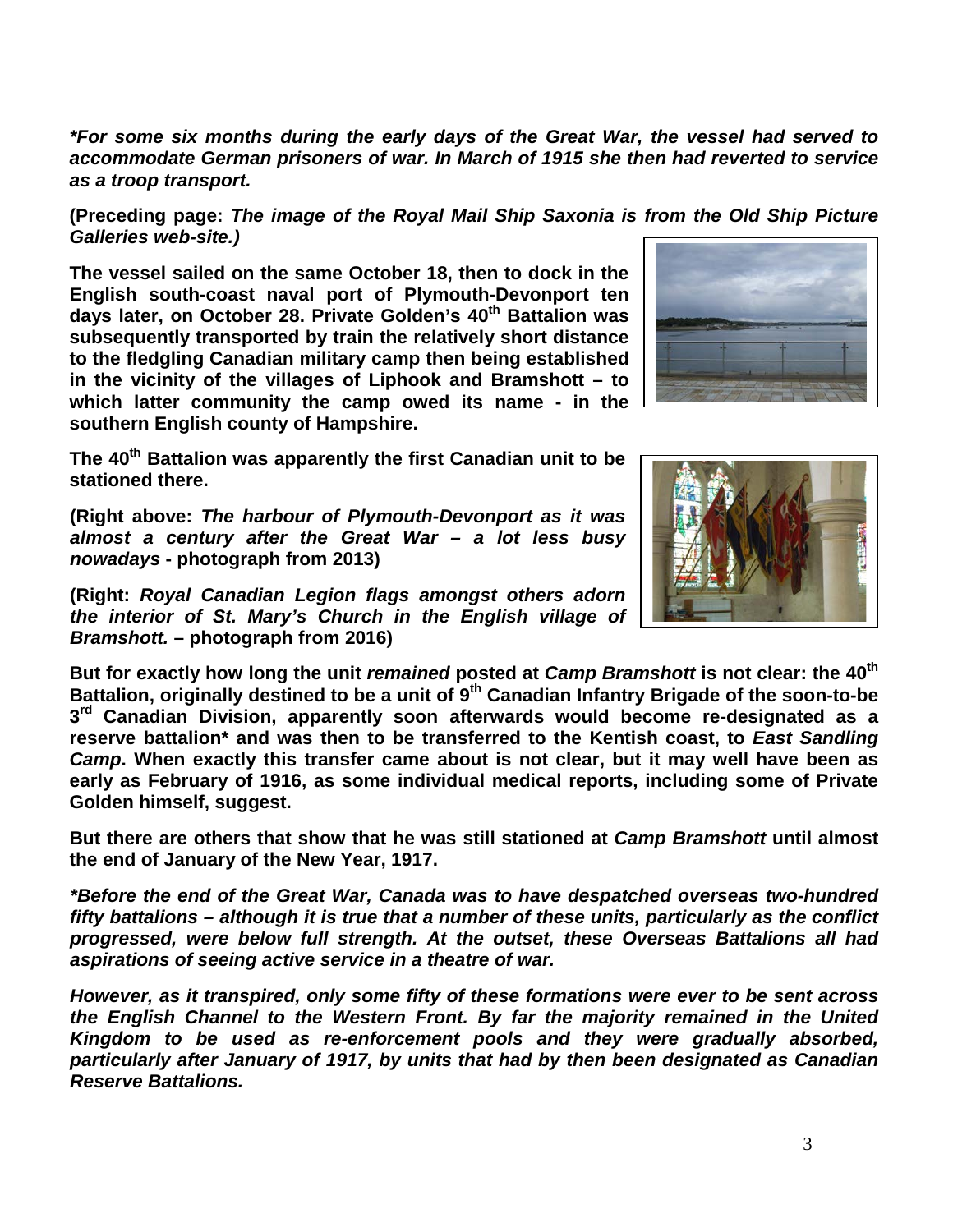***For some six months during the early days of the Great War, the vessel had served to accommodate German prisoners of war. In March of 1915 she then had reverted to service as a troop transport.***

**(Preceding page: *The image of the Royal Mail Ship Saxonia is from the Old Ship Picture Galleries web-site.)***

**The vessel sailed on the same October 18, then to dock in the English south-coast naval port of Plymouth-Devonport ten days later, on October 28. Private Golden's 40th Battalion was subsequently transported by train the relatively short distance to the fledgling Canadian military camp then being established in the vicinity of the villages of Liphook and Bramshott – to which latter community the camp owed its name - in the southern English county of Hampshire.**

**The 40th Battalion was apparently the first Canadian unit to be stationed there.**

**(Right above: *The harbour of Plymouth-Devonport as it was almost a century after the Great War – a lot less busy nowadays* - photograph from 2013)**

**(Right: *Royal Canadian Legion flags amongst others adorn the interior of St. Mary's Church in the English village of Bramshott.* – photograph from 2016)**

**But for exactly how long the unit *remained* posted at *Camp Bramshott* is not clear: the 40th Battalion, originally destined to be a unit of 9th Canadian Infantry Brigade of the soon-to-be 3rd Canadian Division, apparently soon afterwards would become re-designated as a reserve battalion* and was then to be transferred to the Kentish coast, to *East Sandling Camp*. When exactly this transfer came about is not clear, but it may well have been as early as February of 1916, as some individual medical reports, including some of Private Golden himself, suggest.**

**But there are others that show that he was still stationed at *Camp Bramshott* until almost the end of January of the New Year, 1917.**

***Before the end of the Great War, Canada was to have despatched overseas two-hundred fifty battalions – although it is true that a number of these units, particularly as the conflict progressed, were below full strength. At the outset, these Overseas Battalions all had aspirations of seeing active service in a theatre of war.***

***However, as it transpired, only some fifty of these formations were ever to be sent across the English Channel to the Western Front. By far the majority remained in the United Kingdom to be used as re-enforcement pools and they were gradually absorbed, particularly after January of 1917, by units that had by then been designated as Canadian Reserve Battalions.***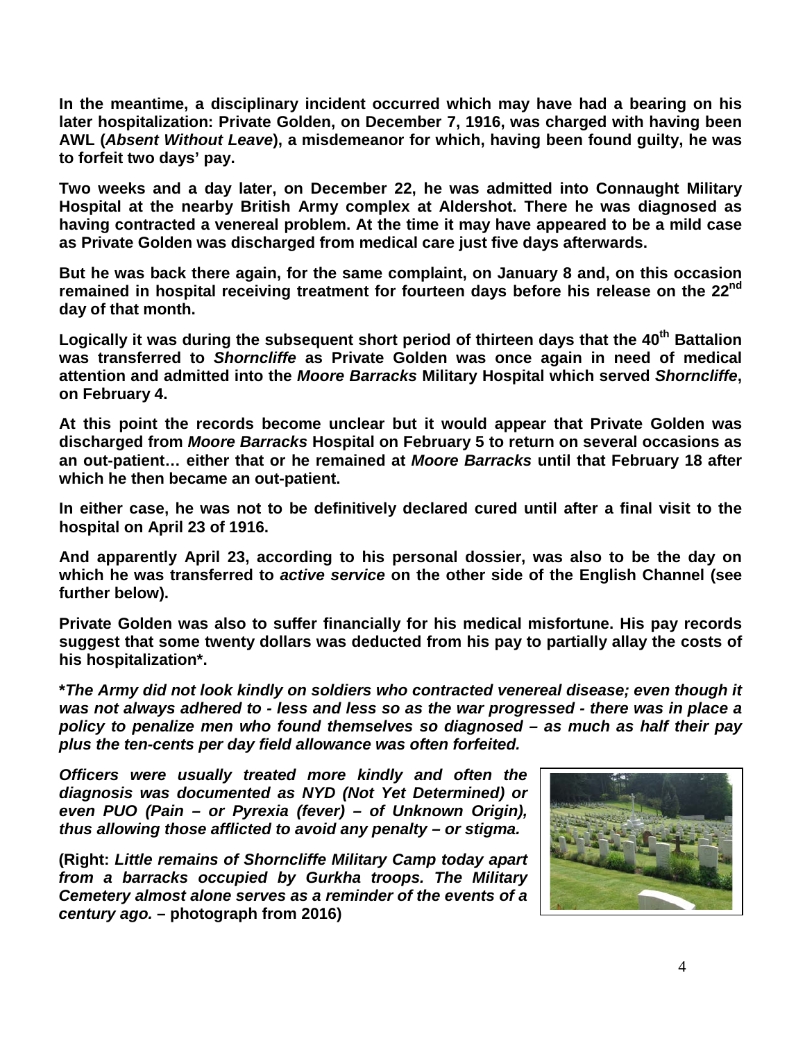**In the meantime, a disciplinary incident occurred which may have had a bearing on his later hospitalization: Private Golden, on December 7, 1916, was charged with having been AWL (*Absent Without Leave*), a misdemeanor for which, having been found guilty, he was to forfeit two days' pay.**

**Two weeks and a day later, on December 22, he was admitted into Connaught Military Hospital at the nearby British Army complex at Aldershot. There he was diagnosed as having contracted a venereal problem. At the time it may have appeared to be a mild case as Private Golden was discharged from medical care just five days afterwards.**

**But he was back there again, for the same complaint, on January 8 and, on this occasion remained in hospital receiving treatment for fourteen days before his release on the 22nd day of that month.**

**Logically it was during the subsequent short period of thirteen days that the 40th Battalion was transferred to *Shorncliffe* as Private Golden was once again in need of medical attention and admitted into the *Moore Barracks* Military Hospital which served *Shorncliffe*, on February 4.**

**At this point the records become unclear but it would appear that Private Golden was discharged from *Moore Barracks* Hospital on February 5 to return on several occasions as an out-patient… either that or he remained at *Moore Barracks* until that February 18 after which he then became an out-patient.**

**In either case, he was not to be definitively declared cured until after a final visit to the hospital on April 23 of 1916.**

**And apparently April 23, according to his personal dossier, was also to be the day on which he was transferred to *active service* on the other side of the English Channel (see further below).**

**Private Golden was also to suffer financially for his medical misfortune. His pay records suggest that some twenty dollars was deducted from his pay to partially allay the costs of his hospitalization\*.**

***\*The Army did not look kindly on soldiers who contracted venereal disease; even though it was not always adhered to - less and less so as the war progressed - there was in place a policy to penalize men who found themselves so diagnosed – as much as half their pay plus the ten-cents per day field allowance was often forfeited.***

***Officers were usually treated more kindly and often the diagnosis was documented as NYD (Not Yet Determined) or even PUO (Pain – or Pyrexia (fever) – of Unknown Origin), thus allowing those afflicted to avoid any penalty – or stigma.***

**(Right: *Little remains of Shorncliffe Military Camp today apart from a barracks occupied by Gurkha troops. The Military Cemetery almost alone serves as a reminder of the events of a century ago.* – photograph from 2016)**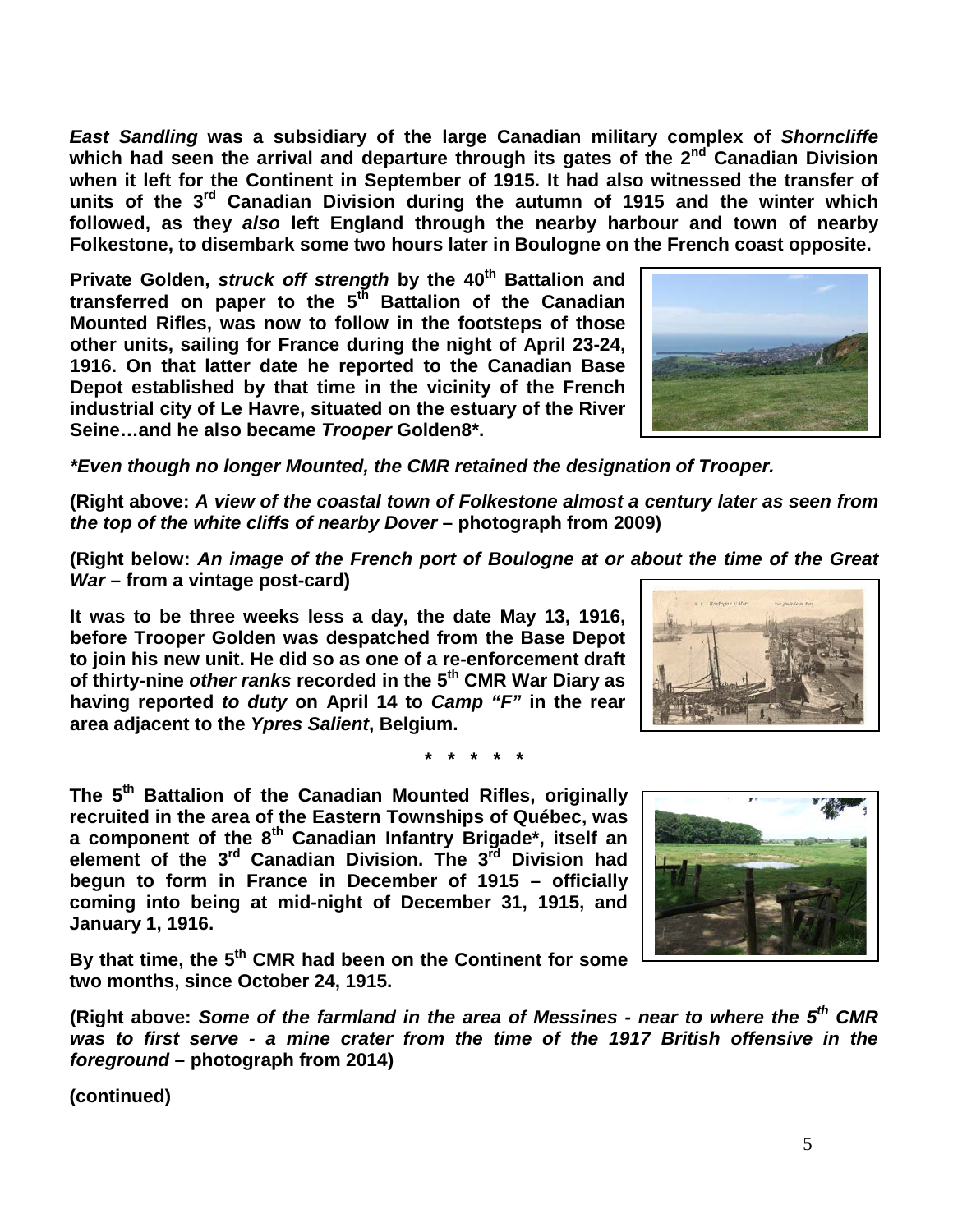***East Sandling*** **was a subsidiary of the large Canadian military complex of** ***Shorncliffe*** **which had seen the arrival and departure through its gates of the 2nd Canadian Division when it left for the Continent in September of 1915. It had also witnessed the transfer of units of the 3rd Canadian Division during the autumn of 1915 and the winter which followed, as they** ***also*** **left England through the nearby harbour and town of nearby Folkestone, to disembark some two hours later in Boulogne on the French coast opposite.**

**Private Golden,** ***struck off strength*** **by the 40th Battalion and transferred on paper to the 5th Battalion of the Canadian Mounted Rifles, was now to follow in the footsteps of those other units, sailing for France during the night of April 23-24, 1916. On that latter date he reported to the Canadian Base Depot established by that time in the vicinity of the French industrial city of Le Havre, situated on the estuary of the River Seine…and he also became** ***Trooper*** **Golden8*.**

***\*Even though no longer Mounted, the CMR retained the designation of Trooper.***

**(Right above:** ***A view of the coastal town of Folkestone almost a century later as seen from the top of the white cliffs of nearby Dover*** **– photograph from 2009)**

**(Right below:** ***An image of the French port of Boulogne at or about the time of the Great War*** **– from a vintage post-card)**

**It was to be three weeks less a day, the date May 13, 1916, before Trooper Golden was despatched from the Base Depot to join his new unit. He did so as one of a re-enforcement draft of thirty-nine** ***other ranks*** **recorded in the 5th CMR War Diary as having reported** ***to duty*** **on April 14 to** ***Camp "F"*** **in the rear area adjacent to the** ***Ypres Salient*****, Belgium.**

**\* \* \* \* \***

**The 5th Battalion of the Canadian Mounted Rifles, originally recruited in the area of the Eastern Townships of Québec, was a component of the 8th Canadian Infantry Brigade*, itself an element of the 3rd Canadian Division. The 3rd Division had begun to form in France in December of 1915 – officially coming into being at mid-night of December 31, 1915, and January 1, 1916.**

**By that time, the 5th CMR had been on the Continent for some two months, since October 24, 1915.**

**(Right above:** ***Some of the farmland in the area of Messines - near to where the 5th CMR was to first serve - a mine crater from the time of the 1917 British offensive in the foreground*** **– photograph from 2014)**

**(continued)**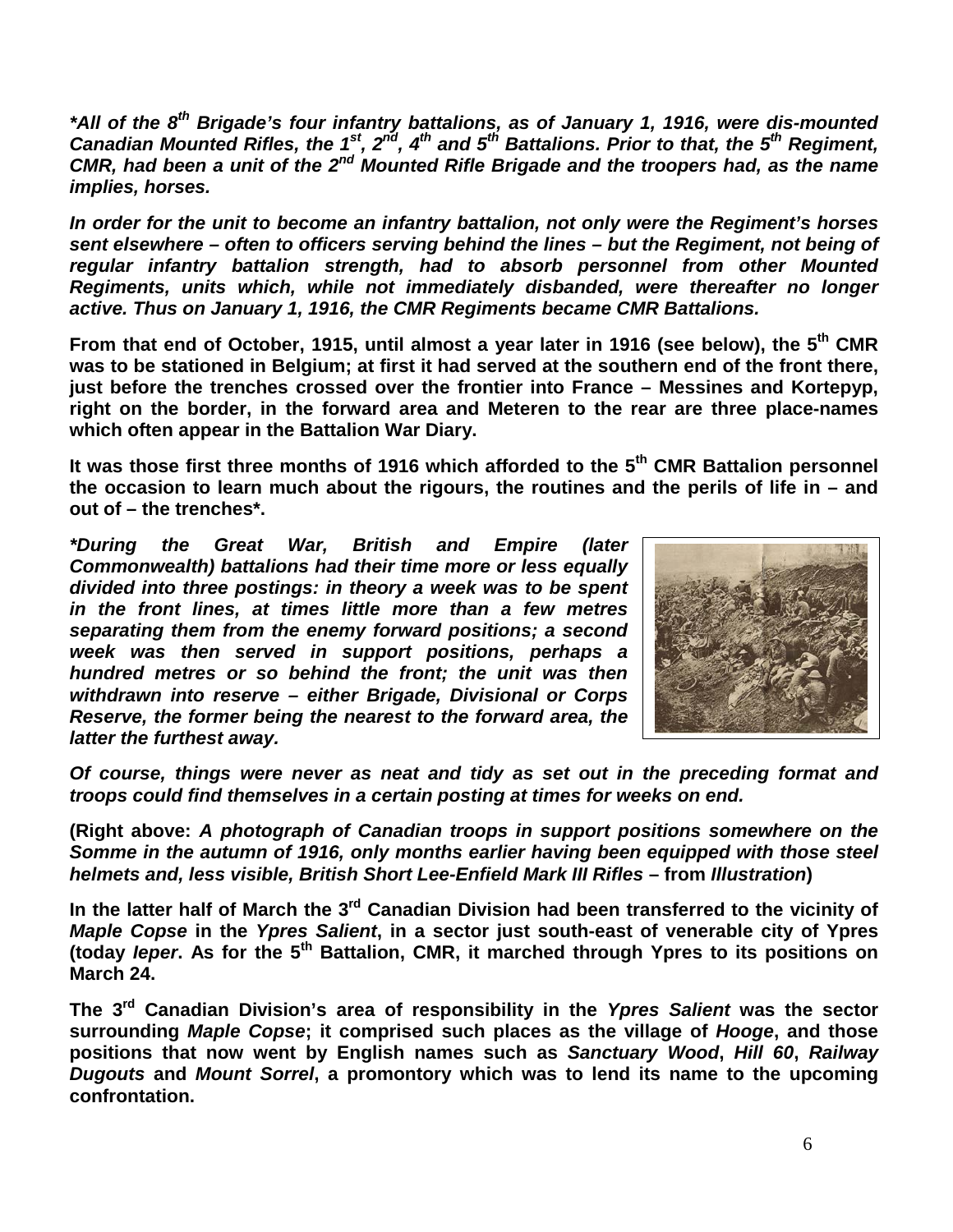***All of the 8th Brigade's four infantry battalions, as of January 1, 1916, were dis-mounted Canadian Mounted Rifles, the 1st, 2nd, 4th and 5th Battalions. Prior to that, the 5th Regiment, CMR, had been a unit of the 2nd Mounted Rifle Brigade and the troopers had, as the name implies, horses.***

***In order for the unit to become an infantry battalion, not only were the Regiment's horses sent elsewhere – often to officers serving behind the lines – but the Regiment, not being of regular infantry battalion strength, had to absorb personnel from other Mounted Regiments, units which, while not immediately disbanded, were thereafter no longer active. Thus on January 1, 1916, the CMR Regiments became CMR Battalions.***

**From that end of October, 1915, until almost a year later in 1916 (see below), the 5th CMR was to be stationed in Belgium; at first it had served at the southern end of the front there, just before the trenches crossed over the frontier into France – Messines and Kortepyp, right on the border, in the forward area and Meteren to the rear are three place-names which often appear in the Battalion War Diary.**

**It was those first three months of 1916 which afforded to the 5th CMR Battalion personnel the occasion to learn much about the rigours, the routines and the perils of life in – and out of – the trenches*.**

***During the Great War, British and Empire (later Commonwealth) battalions had their time more or less equally divided into three postings: in theory a week was to be spent in the front lines, at times little more than a few metres separating them from the enemy forward positions; a second week was then served in support positions, perhaps a hundred metres or so behind the front; the unit was then withdrawn into reserve – either Brigade, Divisional or Corps Reserve, the former being the nearest to the forward area, the latter the furthest away.***

***Of course, things were never as neat and tidy as set out in the preceding format and troops could find themselves in a certain posting at times for weeks on end.***

**(Right above: *A photograph of Canadian troops in support positions somewhere on the Somme in the autumn of 1916, only months earlier having been equipped with those steel helmets and, less visible, British Short Lee-Enfield Mark III Rifles* – from *Illustration*)**

**In the latter half of March the 3rd Canadian Division had been transferred to the vicinity of *Maple Copse* in the *Ypres Salient*, in a sector just south-east of venerable city of Ypres (today *Ieper*. As for the 5th Battalion, CMR, it marched through Ypres to its positions on March 24.**

**The 3rd Canadian Division's area of responsibility in the *Ypres Salient* was the sector surrounding *Maple Copse*; it comprised such places as the village of *Hooge*, and those positions that now went by English names such as *Sanctuary Wood*, *Hill 60*, *Railway Dugouts* and *Mount Sorrel*, a promontory which was to lend its name to the upcoming confrontation.**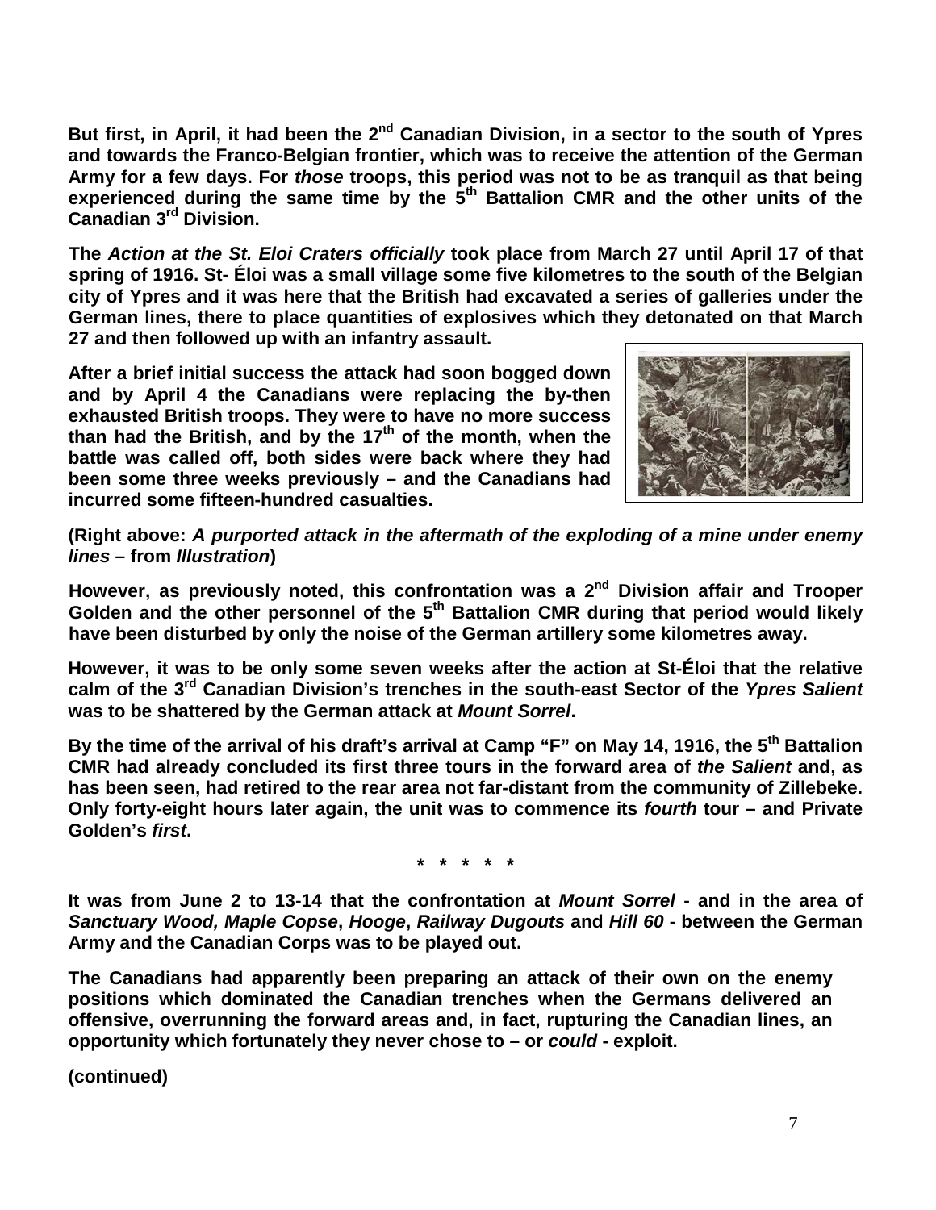But first, in April, it had been the 2nd Canadian Division, in a sector to the south of Ypres and towards the Franco-Belgian frontier, which was to receive the attention of the German Army for a few days. For *those* troops, this period was not to be as tranquil as that being experienced during the same time by the 5th Battalion CMR and the other units of the Canadian 3rd Division.

The *Action at the St. Eloi Craters officially* took place from March 27 until April 17 of that spring of 1916. St- Éloi was a small village some five kilometres to the south of the Belgian city of Ypres and it was here that the British had excavated a series of galleries under the German lines, there to place quantities of explosives which they detonated on that March 27 and then followed up with an infantry assault.

After a brief initial success the attack had soon bogged down and by April 4 the Canadians were replacing the by-then exhausted British troops. They were to have no more success than had the British, and by the 17th of the month, when the battle was called off, both sides were back where they had been some three weeks previously – and the Canadians had incurred some fifteen-hundred casualties.

(Right above: *A purported attack in the aftermath of the exploding of a mine under enemy lines* – from *Illustration*)

However, as previously noted, this confrontation was a 2nd Division affair and Trooper Golden and the other personnel of the 5th Battalion CMR during that period would likely have been disturbed by only the noise of the German artillery some kilometres away.

However, it was to be only some seven weeks after the action at St-Éloi that the relative calm of the 3rd Canadian Division's trenches in the south-east Sector of the *Ypres Salient* was to be shattered by the German attack at *Mount Sorrel*.

By the time of the arrival of his draft's arrival at Camp "F" on May 14, 1916, the 5th Battalion CMR had already concluded its first three tours in the forward area of *the Salient* and, as has been seen, had retired to the rear area not far-distant from the community of Zillebeke. Only forty-eight hours later again, the unit was to commence its *fourth* tour – and Private Golden's *first*.

\* \* \* \* \*

It was from June 2 to 13-14 that the confrontation at *Mount Sorrel* - and in the area of *Sanctuary Wood, Maple Copse*, *Hooge*, *Railway Dugouts* and *Hill 60* - between the German Army and the Canadian Corps was to be played out.

The Canadians had apparently been preparing an attack of their own on the enemy positions which dominated the Canadian trenches when the Germans delivered an offensive, overrunning the forward areas and, in fact, rupturing the Canadian lines, an opportunity which fortunately they never chose to – or *could* - exploit.

(continued)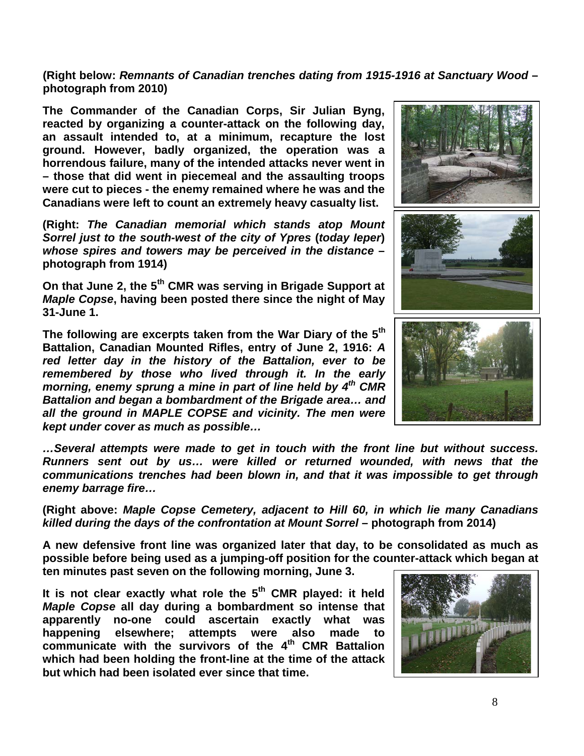**(Right below: *Remnants of Canadian trenches dating from 1915-1916 at Sanctuary Wood* – photograph from 2010)**

**The Commander of the Canadian Corps, Sir Julian Byng, reacted by organizing a counter-attack on the following day, an assault intended to, at a minimum, recapture the lost ground. However, badly organized, the operation was a horrendous failure, many of the intended attacks never went in – those that did went in piecemeal and the assaulting troops were cut to pieces - the enemy remained where he was and the Canadians were left to count an extremely heavy casualty list.**

**(Right: *The Canadian memorial which stands atop Mount Sorrel just to the south-west of the city of Ypres* (*today Ieper*) *whose spires and towers may be perceived in the distance* – photograph from 1914)**

**On that June 2, the 5th CMR was serving in Brigade Support at *Maple Copse*, having been posted there since the night of May 31-June 1.**

**The following are excerpts taken from the War Diary of the 5th Battalion, Canadian Mounted Rifles, entry of June 2, 1916: *A red letter day in the history of the Battalion, ever to be remembered by those who lived through it. In the early morning, enemy sprung a mine in part of line held by 4th CMR Battalion and began a bombardment of the Brigade area… and all the ground in MAPLE COPSE and vicinity. The men were kept under cover as much as possible…***

***…Several attempts were made to get in touch with the front line but without success. Runners sent out by us… were killed or returned wounded, with news that the communications trenches had been blown in, and that it was impossible to get through enemy barrage fire…***

**(Right above: *Maple Copse Cemetery, adjacent to Hill 60, in which lie many Canadians killed during the days of the confrontation at Mount Sorrel* – photograph from 2014)**

**A new defensive front line was organized later that day, to be consolidated as much as possible before being used as a jumping-off position for the counter-attack which began at ten minutes past seven on the following morning, June 3.**

**It is not clear exactly what role the 5th CMR played: it held *Maple Copse* all day during a bombardment so intense that apparently no-one could ascertain exactly what was happening elsewhere; attempts were also made to communicate with the survivors of the 4th CMR Battalion which had been holding the front-line at the time of the attack but which had been isolated ever since that time.**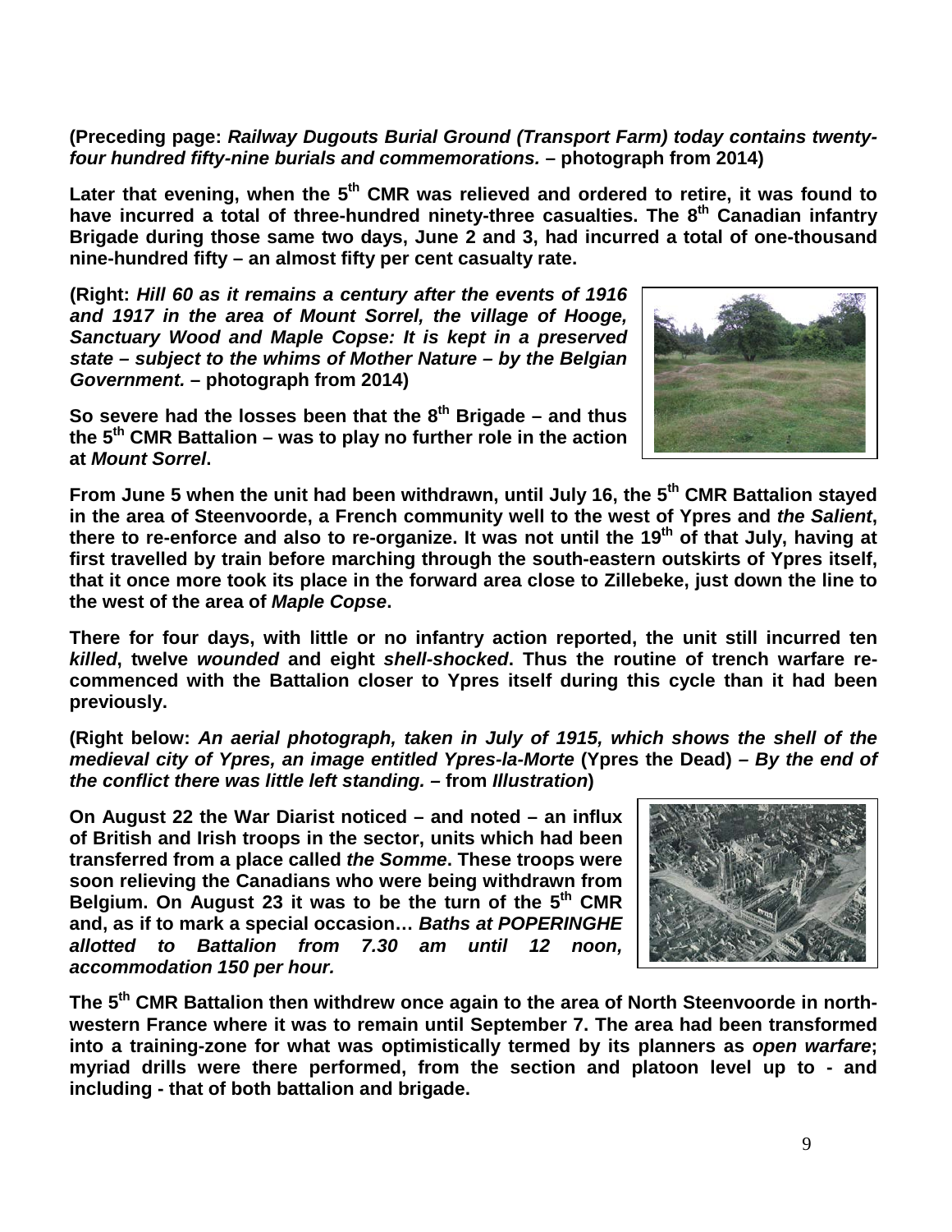**(Preceding page: *Railway Dugouts Burial Ground (Transport Farm) today contains twenty-four hundred fifty-nine burials and commemorations.* – photograph from 2014)**

**Later that evening, when the 5th CMR was relieved and ordered to retire, it was found to have incurred a total of three-hundred ninety-three casualties. The 8th Canadian infantry Brigade during those same two days, June 2 and 3, had incurred a total of one-thousand nine-hundred fifty – an almost fifty per cent casualty rate.**

**(Right: *Hill 60 as it remains a century after the events of 1916 and 1917 in the area of Mount Sorrel, the village of Hooge, Sanctuary Wood and Maple Copse: It is kept in a preserved state – subject to the whims of Mother Nature – by the Belgian Government.* – photograph from 2014)**

**So severe had the losses been that the 8th Brigade – and thus the 5th CMR Battalion – was to play no further role in the action at *Mount Sorrel*.**

**From June 5 when the unit had been withdrawn, until July 16, the 5th CMR Battalion stayed in the area of Steenvoorde, a French community well to the west of Ypres and *the Salient*, there to re-enforce and also to re-organize. It was not until the 19th of that July, having at first travelled by train before marching through the south-eastern outskirts of Ypres itself, that it once more took its place in the forward area close to Zillebeke, just down the line to the west of the area of *Maple Copse*.**

**There for four days, with little or no infantry action reported, the unit still incurred ten *killed*, twelve *wounded* and eight *shell-shocked*. Thus the routine of trench warfare re-commenced with the Battalion closer to Ypres itself during this cycle than it had been previously.**

**(Right below: *An aerial photograph, taken in July of 1915, which shows the shell of the medieval city of Ypres, an image entitled Ypres-la-Morte* (Ypres the Dead) – *By the end of the conflict there was little left standing.* – from *Illustration*)**

**On August 22 the War Diarist noticed – and noted – an influx of British and Irish troops in the sector, units which had been transferred from a place called *the Somme*. These troops were soon relieving the Canadians who were being withdrawn from Belgium. On August 23 it was to be the turn of the 5th CMR and, as if to mark a special occasion… *Baths at POPERINGHE allotted to Battalion from 7.30 am until 12 noon, accommodation 150 per hour.***

**The 5th CMR Battalion then withdrew once again to the area of North Steenvoorde in north-western France where it was to remain until September 7. The area had been transformed into a training-zone for what was optimistically termed by its planners as *open warfare*; myriad drills were there performed, from the section and platoon level up to - and including - that of both battalion and brigade.**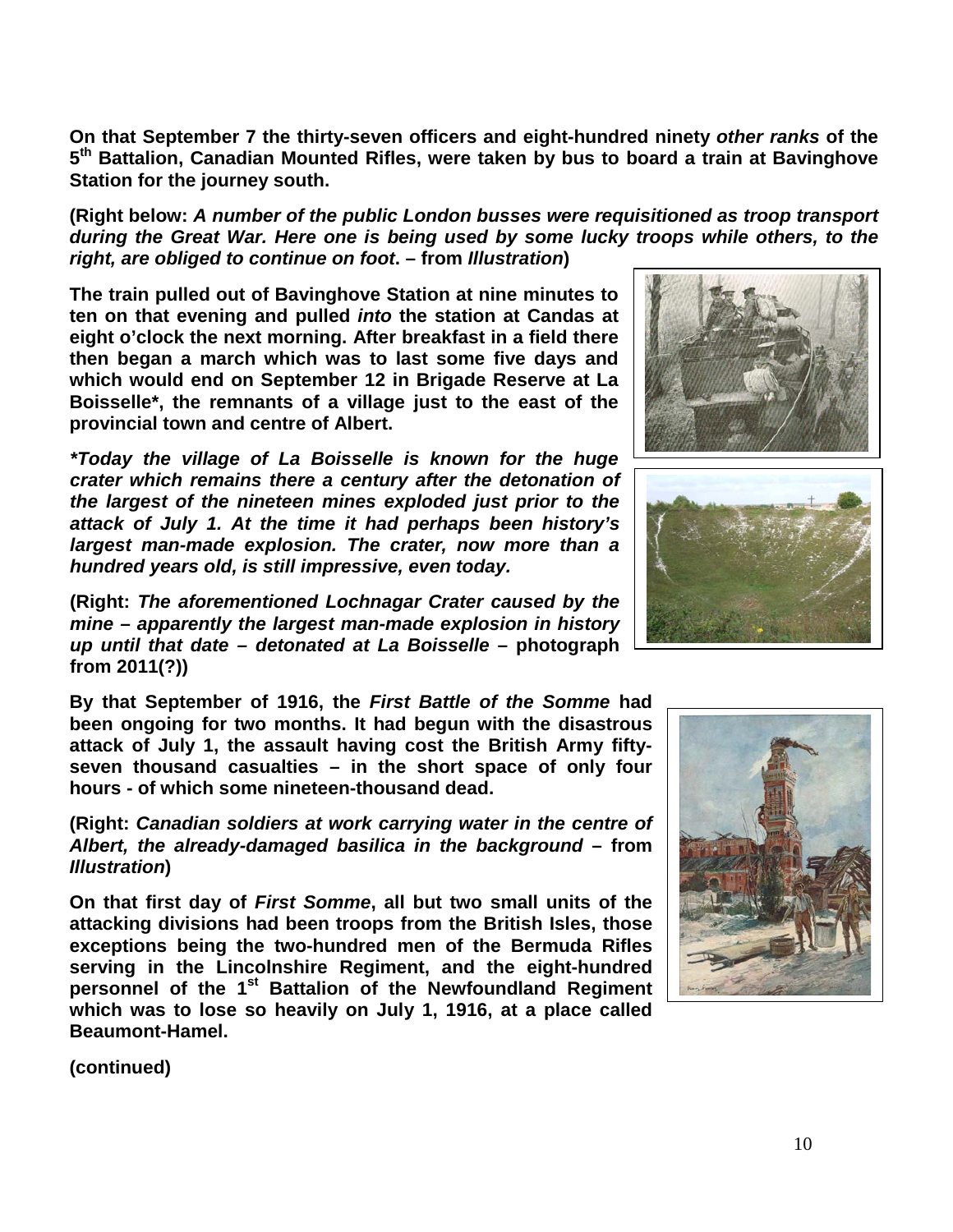**On that September 7 the thirty-seven officers and eight-hundred ninety *other ranks* of the 5th Battalion, Canadian Mounted Rifles, were taken by bus to board a train at Bavinghove Station for the journey south.**

**(Right below: *A number of the public London busses were requisitioned as troop transport during the Great War. Here one is being used by some lucky troops while others, to the right, are obliged to continue on foot*. – from *Illustration*)**

**The train pulled out of Bavinghove Station at nine minutes to ten on that evening and pulled *into* the station at Candas at eight o'clock the next morning. After breakfast in a field there then began a march which was to last some five days and which would end on September 12 in Brigade Reserve at La Boisselle\*, the remnants of a village just to the east of the provincial town and centre of Albert.**

***\*Today the village of La Boisselle is known for the huge crater which remains there a century after the detonation of the largest of the nineteen mines exploded just prior to the attack of July 1. At the time it had perhaps been history's largest man-made explosion. The crater, now more than a hundred years old, is still impressive, even today.***

**(Right: *The aforementioned Lochnagar Crater caused by the mine – apparently the largest man-made explosion in history up until that date – detonated at La Boisselle* – photograph from 2011(?))**

**By that September of 1916, the *First Battle of the Somme* had been ongoing for two months. It had begun with the disastrous attack of July 1, the assault having cost the British Army fifty-seven thousand casualties – in the short space of only four hours - of which some nineteen-thousand dead.**

**(Right: *Canadian soldiers at work carrying water in the centre of Albert, the already-damaged basilica in the background* – from *Illustration*)**

**On that first day of *First Somme*, all but two small units of the attacking divisions had been troops from the British Isles, those exceptions being the two-hundred men of the Bermuda Rifles serving in the Lincolnshire Regiment, and the eight-hundred personnel of the 1st Battalion of the Newfoundland Regiment which was to lose so heavily on July 1, 1916, at a place called Beaumont-Hamel.**

**(continued)**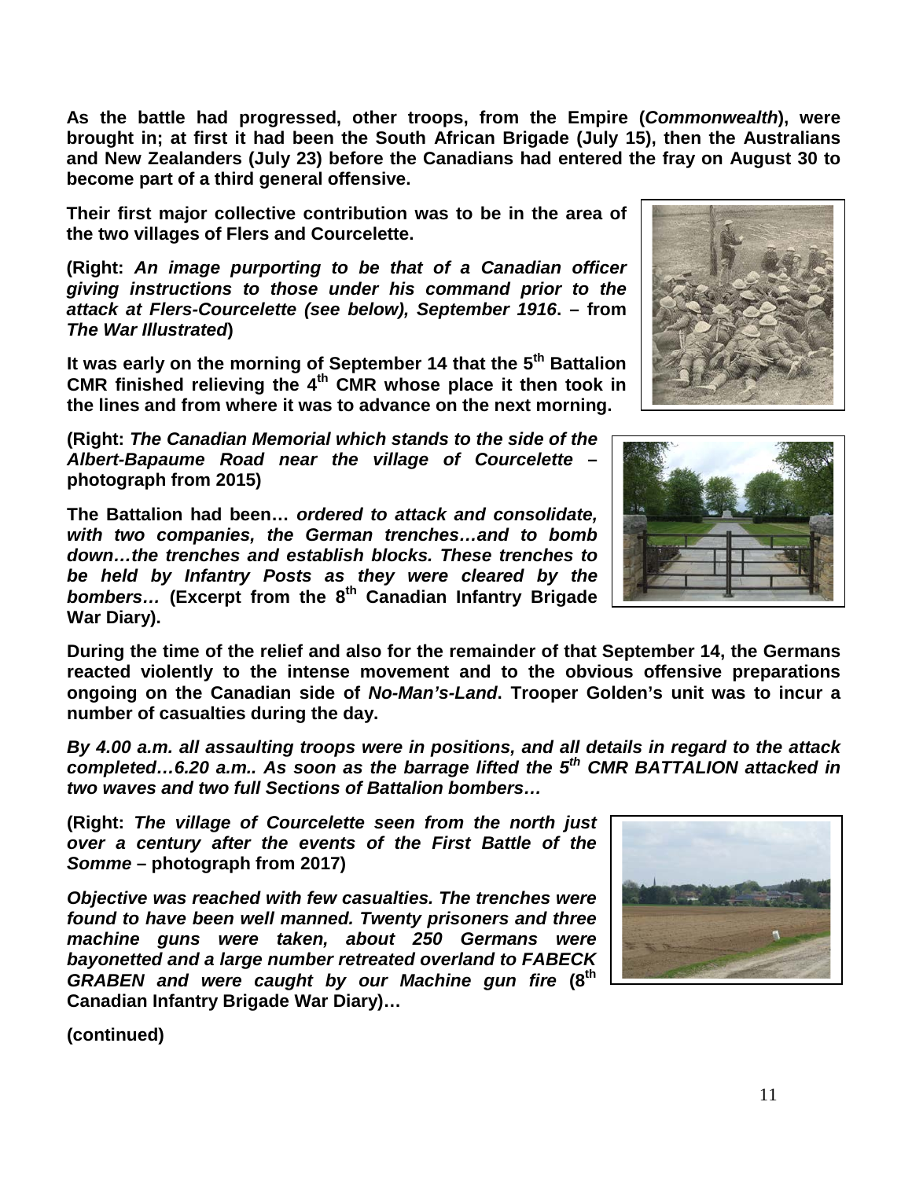**As the battle had progressed, other troops, from the Empire (*Commonwealth*), were brought in; at first it had been the South African Brigade (July 15), then the Australians and New Zealanders (July 23) before the Canadians had entered the fray on August 30 to become part of a third general offensive.**

**Their first major collective contribution was to be in the area of the two villages of Flers and Courcelette.**

**(Right: *An image purporting to be that of a Canadian officer giving instructions to those under his command prior to the attack at Flers-Courcelette (see below), September 1916*. – from *The War Illustrated*)**

**It was early on the morning of September 14 that the 5th Battalion CMR finished relieving the 4th CMR whose place it then took in the lines and from where it was to advance on the next morning.**

**(Right: *The Canadian Memorial which stands to the side of the Albert-Bapaume Road near the village of Courcelette* – photograph from 2015)**

**The Battalion had been… *ordered to attack and consolidate, with two companies, the German trenches…and to bomb down…the trenches and establish blocks. These trenches to be held by Infantry Posts as they were cleared by the bombers…* (Excerpt from the 8th Canadian Infantry Brigade War Diary).**

**During the time of the relief and also for the remainder of that September 14, the Germans reacted violently to the intense movement and to the obvious offensive preparations ongoing on the Canadian side of *No-Man's-Land*. Trooper Golden's unit was to incur a number of casualties during the day.**

***By 4.00 a.m. all assaulting troops were in positions, and all details in regard to the attack completed…6.20 a.m.. As soon as the barrage lifted the 5th CMR BATTALION attacked in two waves and two full Sections of Battalion bombers…***

**(Right: *The village of Courcelette seen from the north just over a century after the events of the First Battle of the Somme* – photograph from 2017)**

***Objective was reached with few casualties. The trenches were found to have been well manned. Twenty prisoners and three machine guns were taken, about 250 Germans were bayonetted and a large number retreated overland to FABECK GRABEN and were caught by our Machine gun fire* (8th Canadian Infantry Brigade War Diary)…**

**(continued)**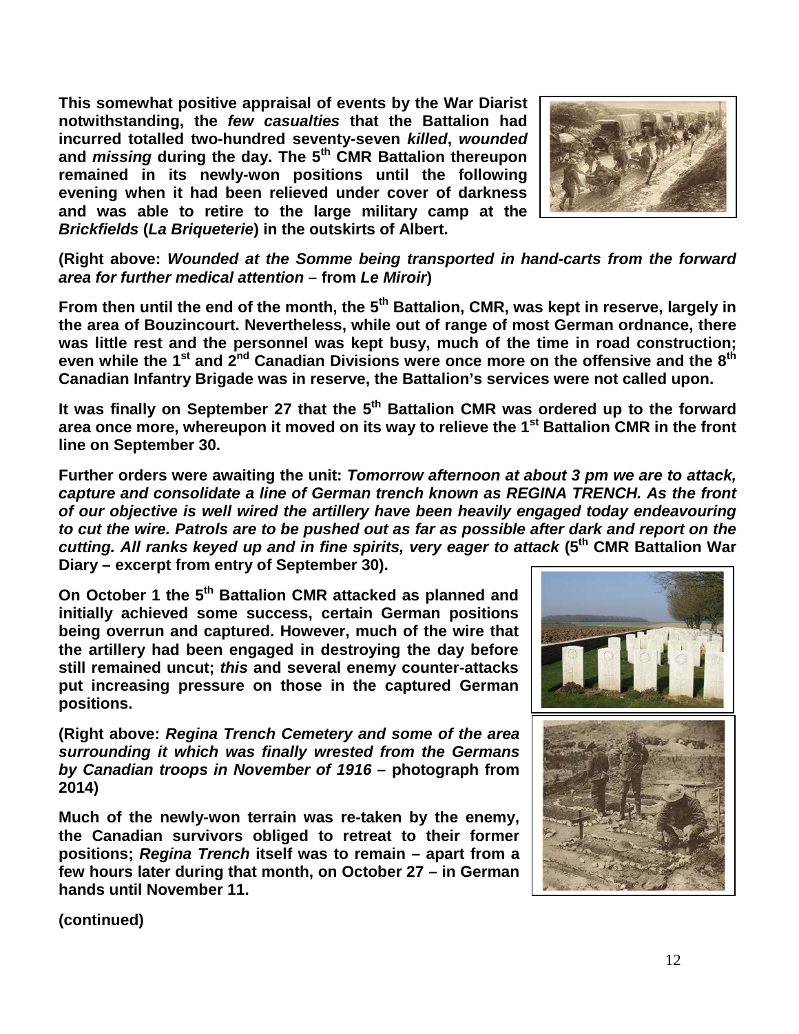**This somewhat positive appraisal of events by the War Diarist notwithstanding, the *few casualties* that the Battalion had incurred totalled two-hundred seventy-seven *killed*, *wounded* and *missing* during the day. The 5th CMR Battalion thereupon remained in its newly-won positions until the following evening when it had been relieved under cover of darkness and was able to retire to the large military camp at the *Brickfields* (*La Briqueterie*) in the outskirts of Albert.**

**(Right above: *Wounded at the Somme being transported in hand-carts from the forward area for further medical attention* – from *Le Miroir*)**

**From then until the end of the month, the 5th Battalion, CMR, was kept in reserve, largely in the area of Bouzincourt. Nevertheless, while out of range of most German ordnance, there was little rest and the personnel was kept busy, much of the time in road construction; even while the 1st and 2nd Canadian Divisions were once more on the offensive and the 8th Canadian Infantry Brigade was in reserve, the Battalion's services were not called upon.**

**It was finally on September 27 that the 5th Battalion CMR was ordered up to the forward area once more, whereupon it moved on its way to relieve the 1st Battalion CMR in the front line on September 30.**

**Further orders were awaiting the unit: *Tomorrow afternoon at about 3 pm we are to attack, capture and consolidate a line of German trench known as REGINA TRENCH. As the front of our objective is well wired the artillery have been heavily engaged today endeavouring to cut the wire. Patrols are to be pushed out as far as possible after dark and report on the cutting. All ranks keyed up and in fine spirits, very eager to attack* (5th CMR Battalion War Diary – excerpt from entry of September 30).**

**On October 1 the 5th Battalion CMR attacked as planned and initially achieved some success, certain German positions being overrun and captured. However, much of the wire that the artillery had been engaged in destroying the day before still remained uncut; *this* and several enemy counter-attacks put increasing pressure on those in the captured German positions.**

**(Right above: *Regina Trench Cemetery and some of the area surrounding it which was finally wrested from the Germans by Canadian troops in November of 1916* – photograph from 2014)**

**Much of the newly-won terrain was re-taken by the enemy, the Canadian survivors obliged to retreat to their former positions; *Regina Trench* itself was to remain – apart from a few hours later during that month, on October 27 – in German hands until November 11.**

**(continued)**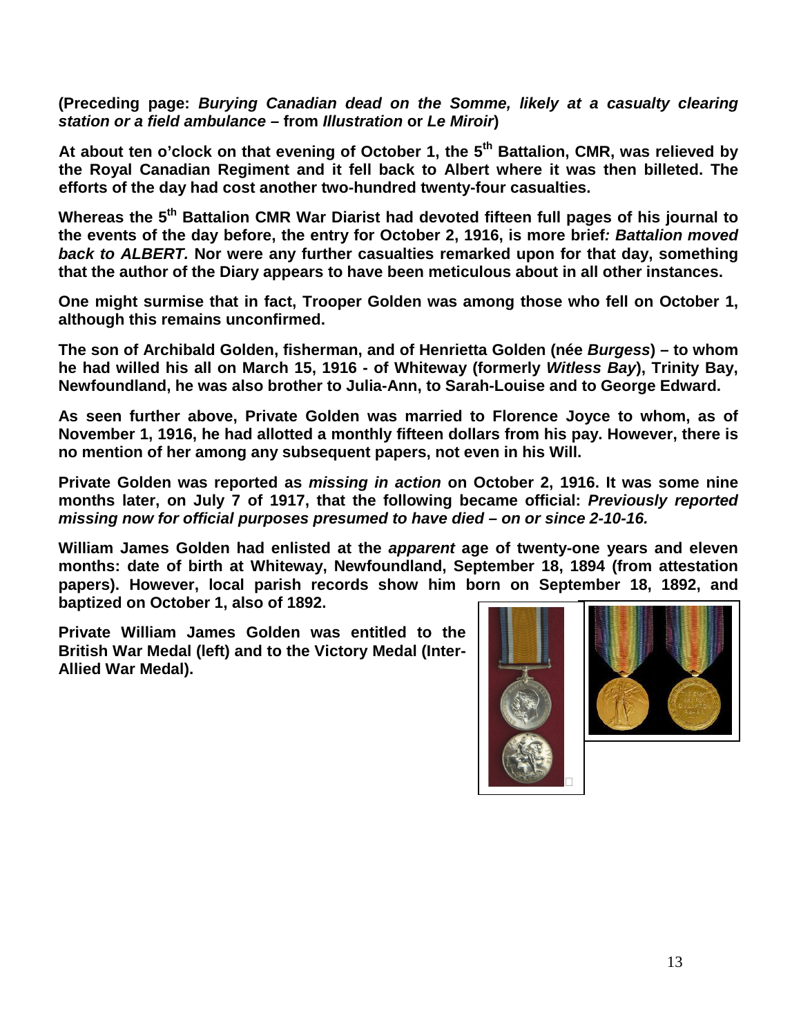**(Preceding page: *Burying Canadian dead on the Somme, likely at a casualty clearing station or a field ambulance* – from *Illustration* or *Le Miroir*)**

**At about ten o'clock on that evening of October 1, the 5th Battalion, CMR, was relieved by the Royal Canadian Regiment and it fell back to Albert where it was then billeted. The efforts of the day had cost another two-hundred twenty-four casualties.**

**Whereas the 5th Battalion CMR War Diarist had devoted fifteen full pages of his journal to the events of the day before, the entry for October 2, 1916, is more brief*: Battalion moved back to ALBERT.* Nor were any further casualties remarked upon for that day, something that the author of the Diary appears to have been meticulous about in all other instances.**

**One might surmise that in fact, Trooper Golden was among those who fell on October 1, although this remains unconfirmed.**

**The son of Archibald Golden, fisherman, and of Henrietta Golden (née *Burgess*) – to whom he had willed his all on March 15, 1916 - of Whiteway (formerly *Witless Bay*), Trinity Bay, Newfoundland, he was also brother to Julia-Ann, to Sarah-Louise and to George Edward.**

**As seen further above, Private Golden was married to Florence Joyce to whom, as of November 1, 1916, he had allotted a monthly fifteen dollars from his pay. However, there is no mention of her among any subsequent papers, not even in his Will.**

**Private Golden was reported as *missing in action* on October 2, 1916. It was some nine months later, on July 7 of 1917, that the following became official: *Previously reported missing now for official purposes presumed to have died – on or since 2-10-16.***

**William James Golden had enlisted at the *apparent* age of twenty-one years and eleven months: date of birth at Whiteway, Newfoundland, September 18, 1894 (from attestation papers). However, local parish records show him born on September 18, 1892, and baptized on October 1, also of 1892.**

**Private William James Golden was entitled to the British War Medal (left) and to the Victory Medal (Inter-Allied War Medal).**